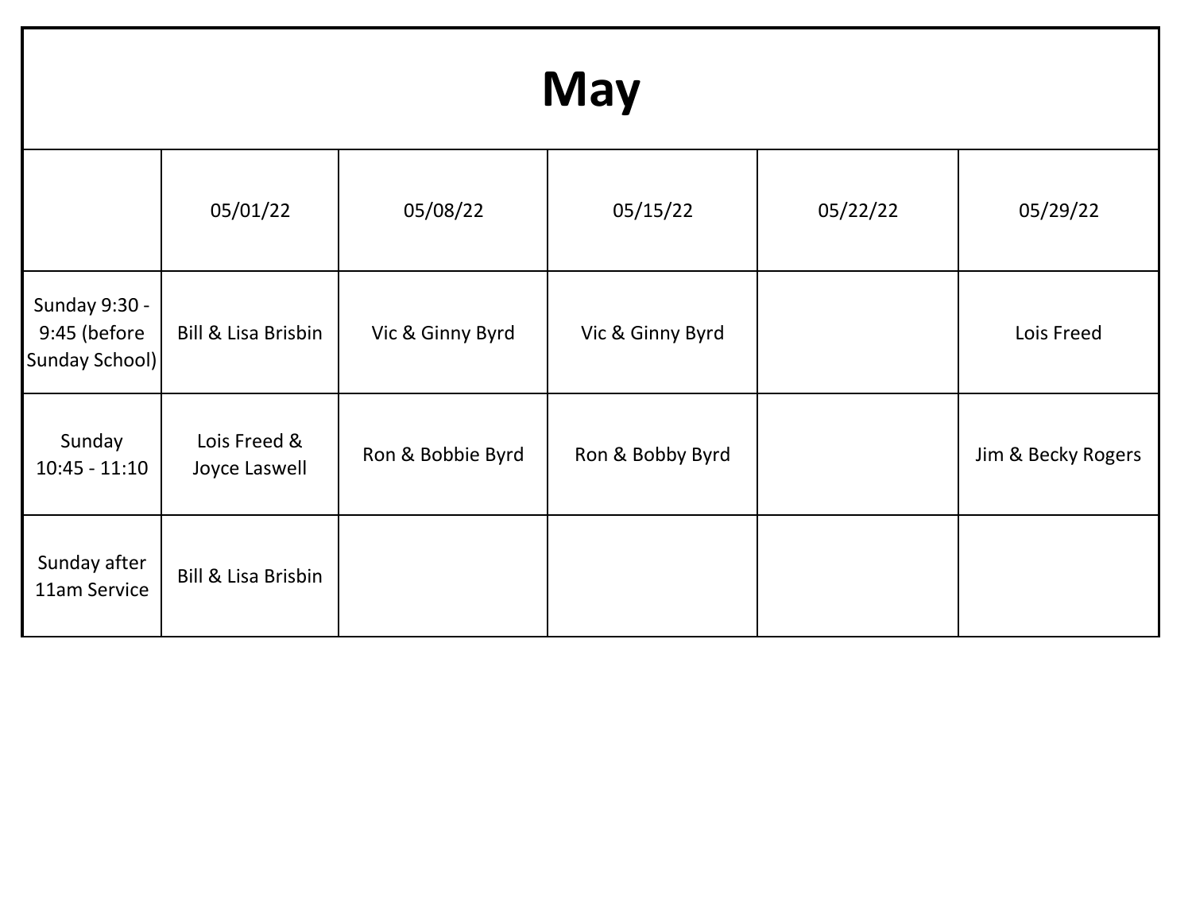# May

| | 05/01/22 | 05/08/22 | 05/15/22 | 05/22/22 | 05/29/22 |
|---|---|---|---|---|---|
| Sunday 9:30 - 9:45 (before Sunday School) | Bill & Lisa Brisbin | Vic & Ginny Byrd | Vic & Ginny Byrd | | Lois Freed |
| Sunday 10:45 - 11:10 | Lois Freed & Joyce Laswell | Ron & Bobbie Byrd | Ron & Bobby Byrd | | Jim & Becky Rogers |
| Sunday after 11am Service | Bill & Lisa Brisbin | | | | |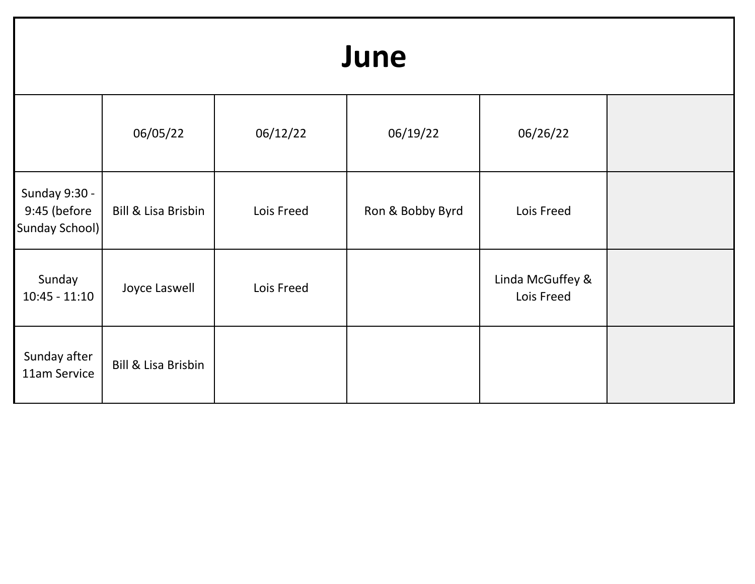# June

| | 06/05/22 | 06/12/22 | 06/19/22 | 06/26/22 | |
|---|---|---|---|---|---|
| Sunday 9:30 - 9:45 (before Sunday School) | Bill & Lisa Brisbin | Lois Freed | Ron & Bobby Byrd | Lois Freed | |
| Sunday 10:45 - 11:10 | Joyce Laswell | Lois Freed | | Linda McGuffey & Lois Freed | |
| Sunday after 11am Service | Bill & Lisa Brisbin | | | | |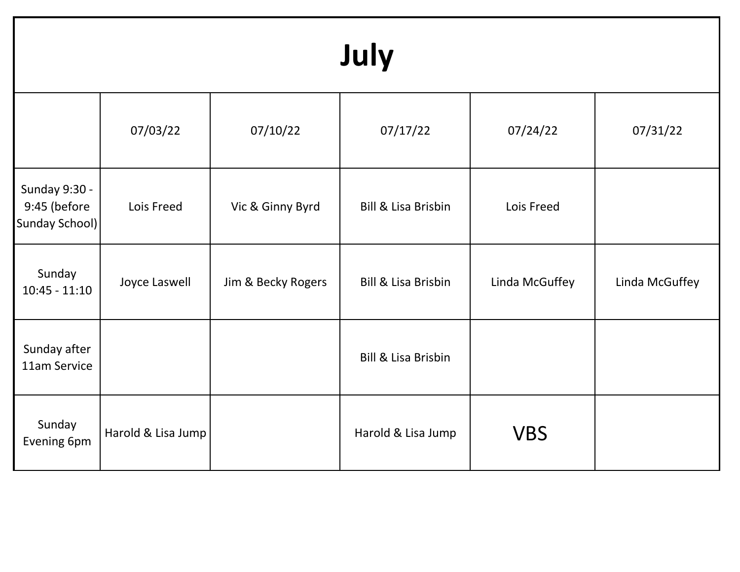# July

| | 07/03/22 | 07/10/22 | 07/17/22 | 07/24/22 | 07/31/22 |
|---|---|---|---|---|---|
| Sunday 9:30 - 9:45 (before Sunday School) | Lois Freed | Vic & Ginny Byrd | Bill & Lisa Brisbin | Lois Freed | |
| Sunday 10:45 - 11:10 | Joyce Laswell | Jim & Becky Rogers | Bill & Lisa Brisbin | Linda McGuffey | Linda McGuffey |
| Sunday after 11am Service | | | Bill & Lisa Brisbin | | |
| Sunday Evening 6pm | Harold & Lisa Jump | | Harold & Lisa Jump | VBS | |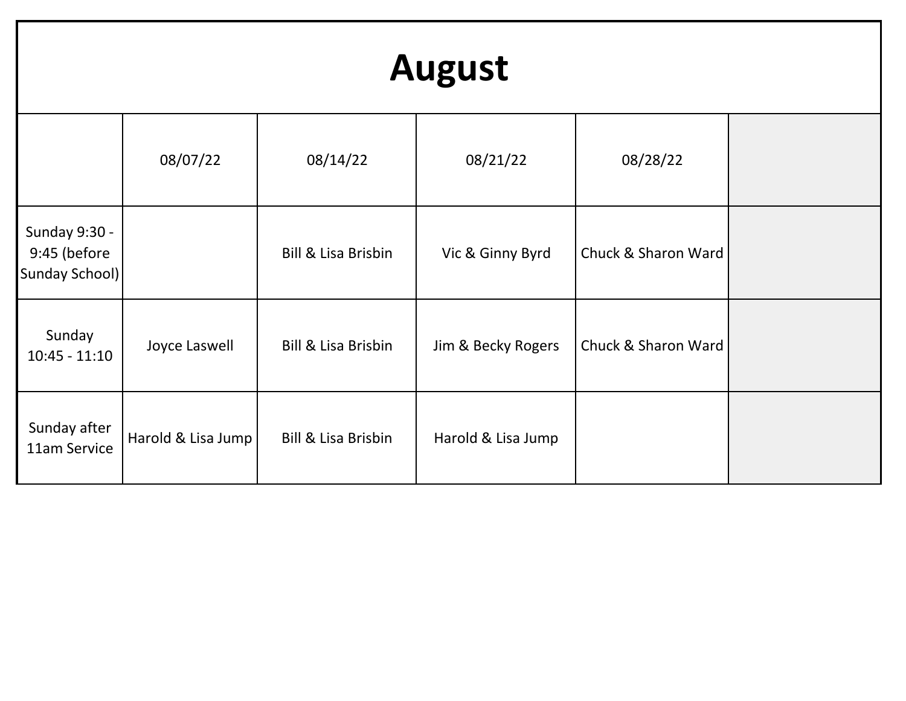# August

| | 08/07/22 | 08/14/22 | 08/21/22 | 08/28/22 | |
|---|---|---|---|---|---|
| Sunday 9:30 - 9:45 (before Sunday School) | | Bill & Lisa Brisbin | Vic & Ginny Byrd | Chuck & Sharon Ward | |
| Sunday 10:45 - 11:10 | Joyce Laswell | Bill & Lisa Brisbin | Jim & Becky Rogers | Chuck & Sharon Ward | |
| Sunday after 11am Service | Harold & Lisa Jump | Bill & Lisa Brisbin | Harold & Lisa Jump | | |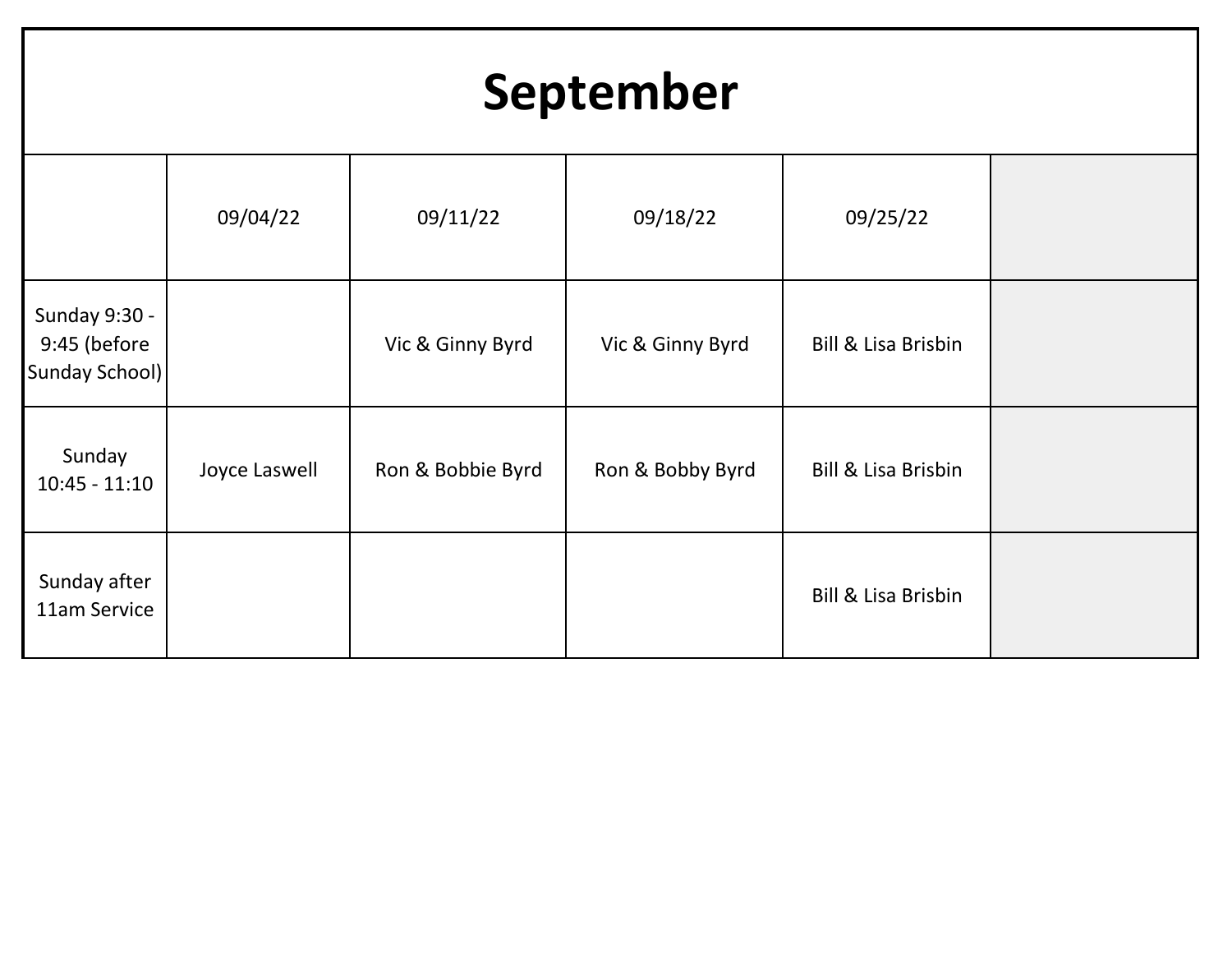# September

| | 09/04/22 | 09/11/22 | 09/18/22 | 09/25/22 | |
|---|---|---|---|---|---|
| Sunday 9:30 - 9:45 (before Sunday School) | | Vic & Ginny Byrd | Vic & Ginny Byrd | Bill & Lisa Brisbin | |
| Sunday 10:45 - 11:10 | Joyce Laswell | Ron & Bobbie Byrd | Ron & Bobby Byrd | Bill & Lisa Brisbin | |
| Sunday after 11am Service | | | | Bill & Lisa Brisbin | |